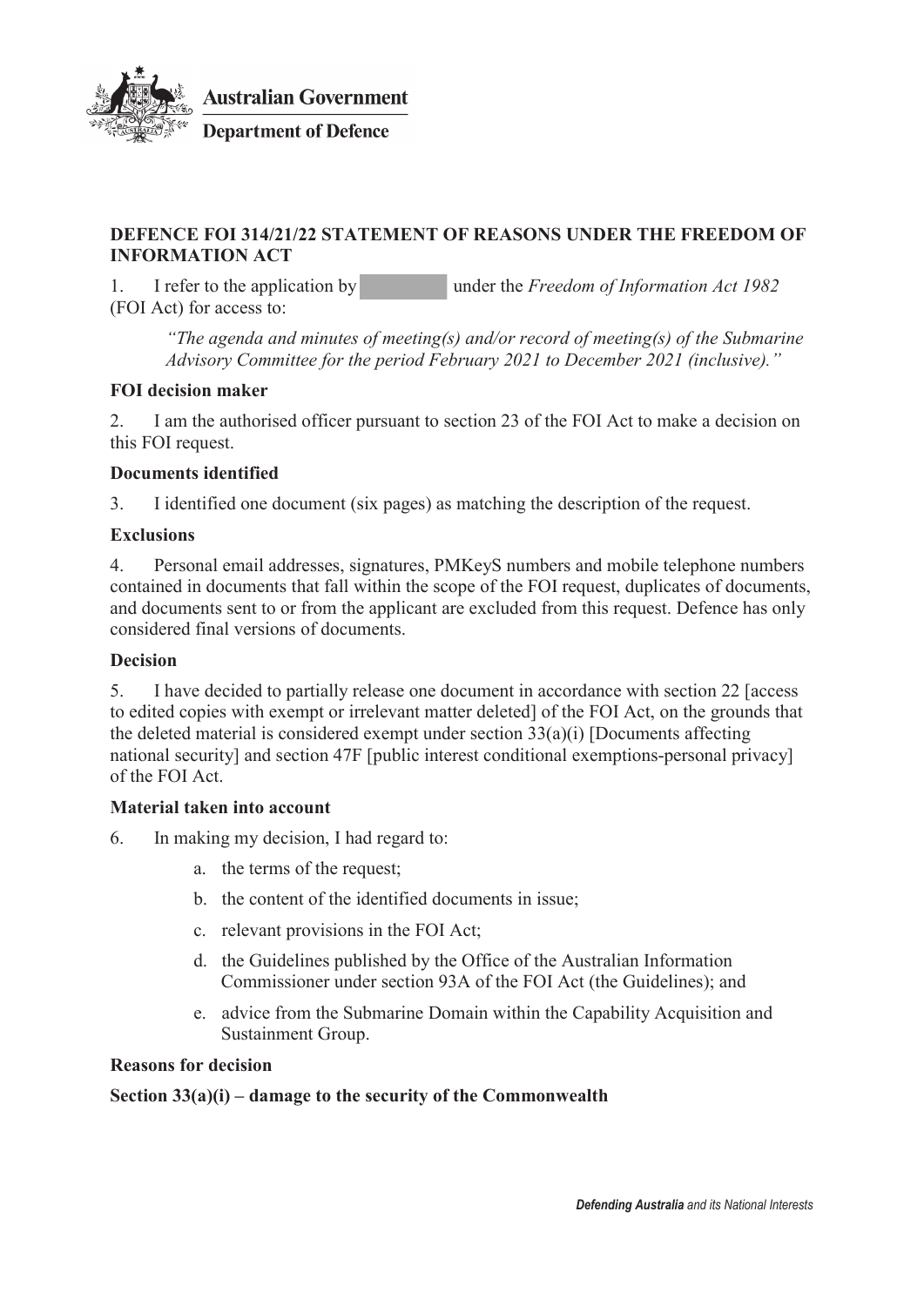**Australian Government**

**Department of Defence**

## DEFENCE FOI 314/21/22 STATEMENT OF REASONS UNDER THE FREEDOM OF INFORMATION ACT

1. I refer to the application by [redacted] under the *Freedom of Information Act 1982* (FOI Act) for access to:

> *"The agenda and minutes of meeting(s) and/or record of meeting(s) of the Submarine Advisory Committee for the period February 2021 to December 2021 (inclusive)."*

### FOI decision maker

2. I am the authorised officer pursuant to section 23 of the FOI Act to make a decision on this FOI request.

### Documents identified

3. I identified one document (six pages) as matching the description of the request.

### Exclusions

4. Personal email addresses, signatures, PMKeyS numbers and mobile telephone numbers contained in documents that fall within the scope of the FOI request, duplicates of documents, and documents sent to or from the applicant are excluded from this request. Defence has only considered final versions of documents.

### Decision

5. I have decided to partially release one document in accordance with section 22 [access to edited copies with exempt or irrelevant matter deleted] of the FOI Act, on the grounds that the deleted material is considered exempt under section 33(a)(i) [Documents affecting national security] and section 47F [public interest conditional exemptions-personal privacy] of the FOI Act.

### Material taken into account

6. In making my decision, I had regard to:

   a. the terms of the request;

   b. the content of the identified documents in issue;

   c. relevant provisions in the FOI Act;

   d. the Guidelines published by the Office of the Australian Information Commissioner under section 93A of the FOI Act (the Guidelines); and

   e. advice from the Submarine Domain within the Capability Acquisition and Sustainment Group.

### Reasons for decision

#### Section 33(a)(i) – damage to the security of the Commonwealth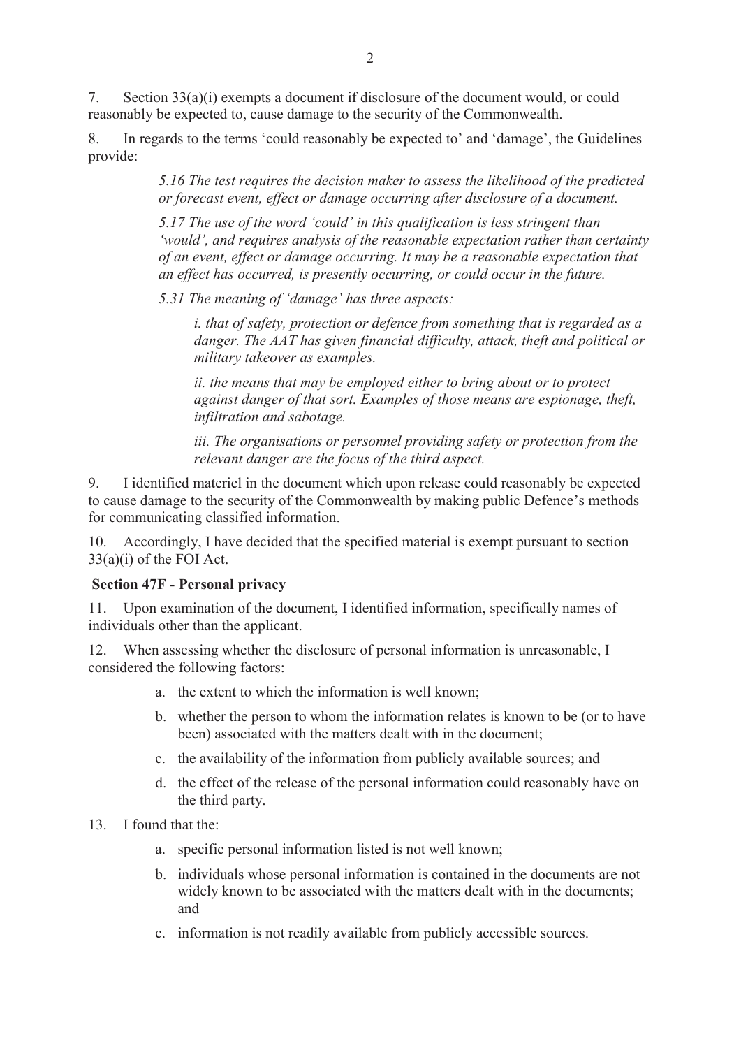7. Section 33(a)(i) exempts a document if disclosure of the document would, or could reasonably be expected to, cause damage to the security of the Commonwealth.

8. In regards to the terms 'could reasonably be expected to' and 'damage', the Guidelines provide:

> *5.16 The test requires the decision maker to assess the likelihood of the predicted or forecast event, effect or damage occurring after disclosure of a document.*
>
> *5.17 The use of the word 'could' in this qualification is less stringent than 'would', and requires analysis of the reasonable expectation rather than certainty of an event, effect or damage occurring. It may be a reasonable expectation that an effect has occurred, is presently occurring, or could occur in the future.*
>
> *5.31 The meaning of 'damage' has three aspects:*
>
> > *i. that of safety, protection or defence from something that is regarded as a danger. The AAT has given financial difficulty, attack, theft and political or military takeover as examples.*
> >
> > *ii. the means that may be employed either to bring about or to protect against danger of that sort. Examples of those means are espionage, theft, infiltration and sabotage.*
> >
> > *iii. The organisations or personnel providing safety or protection from the relevant danger are the focus of the third aspect.*

9. I identified materiel in the document which upon release could reasonably be expected to cause damage to the security of the Commonwealth by making public Defence's methods for communicating classified information.

10. Accordingly, I have decided that the specified material is exempt pursuant to section 33(a)(i) of the FOI Act.

**Section 47F - Personal privacy**

11. Upon examination of the document, I identified information, specifically names of individuals other than the applicant.

12. When assessing whether the disclosure of personal information is unreasonable, I considered the following factors:

   a. the extent to which the information is well known;

   b. whether the person to whom the information relates is known to be (or to have been) associated with the matters dealt with in the document;

   c. the availability of the information from publicly available sources; and

   d. the effect of the release of the personal information could reasonably have on the third party.

13. I found that the:

   a. specific personal information listed is not well known;

   b. individuals whose personal information is contained in the documents are not widely known to be associated with the matters dealt with in the documents; and

   c. information is not readily available from publicly accessible sources.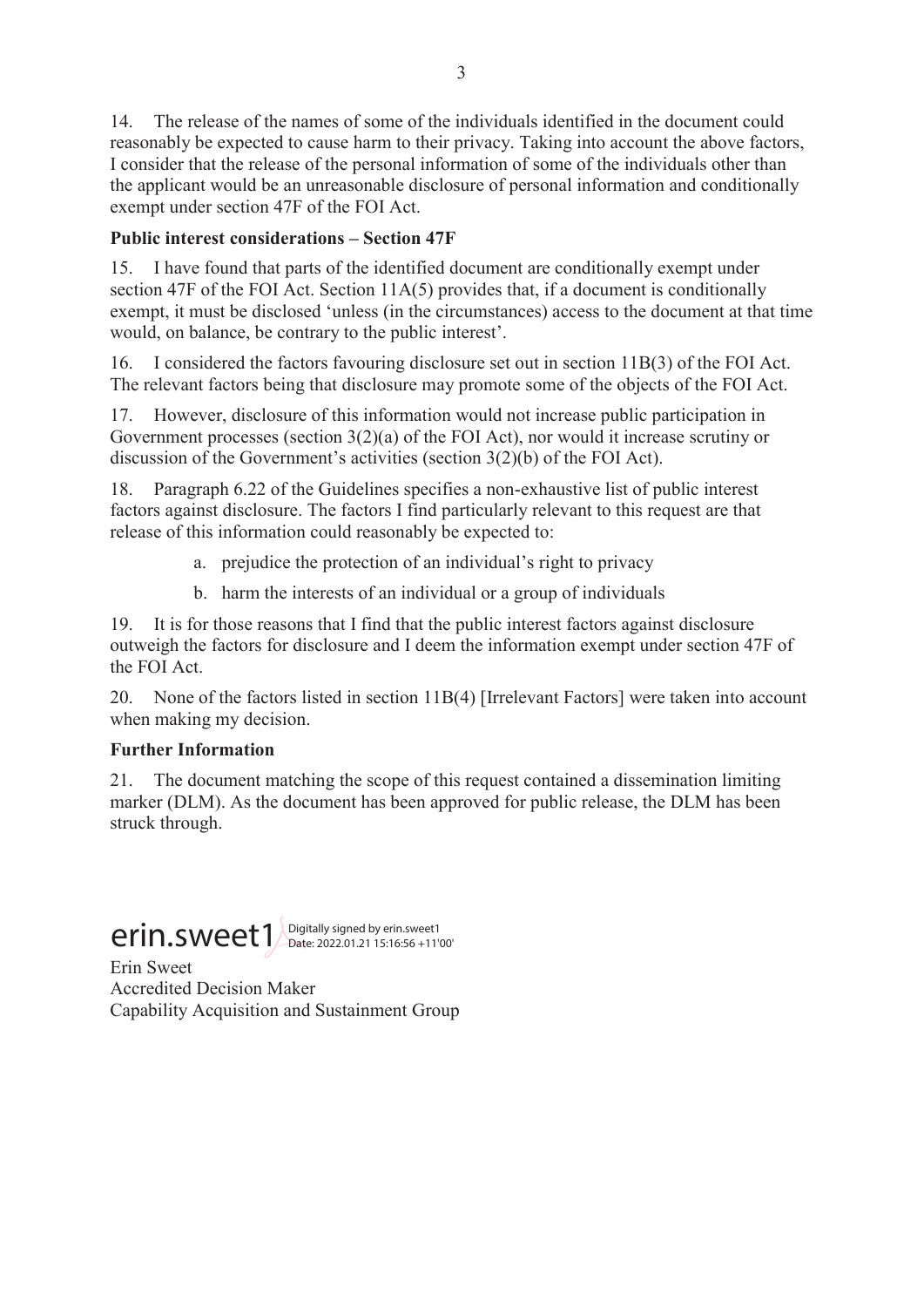14. The release of the names of some of the individuals identified in the document could reasonably be expected to cause harm to their privacy. Taking into account the above factors, I consider that the release of the personal information of some of the individuals other than the applicant would be an unreasonable disclosure of personal information and conditionally exempt under section 47F of the FOI Act.

**Public interest considerations – Section 47F**

15. I have found that parts of the identified document are conditionally exempt under section 47F of the FOI Act. Section 11A(5) provides that, if a document is conditionally exempt, it must be disclosed 'unless (in the circumstances) access to the document at that time would, on balance, be contrary to the public interest'.

16. I considered the factors favouring disclosure set out in section 11B(3) of the FOI Act. The relevant factors being that disclosure may promote some of the objects of the FOI Act.

17. However, disclosure of this information would not increase public participation in Government processes (section 3(2)(a) of the FOI Act), nor would it increase scrutiny or discussion of the Government's activities (section 3(2)(b) of the FOI Act).

18. Paragraph 6.22 of the Guidelines specifies a non-exhaustive list of public interest factors against disclosure. The factors I find particularly relevant to this request are that release of this information could reasonably be expected to:

a. prejudice the protection of an individual's right to privacy

b. harm the interests of an individual or a group of individuals

19. It is for those reasons that I find that the public interest factors against disclosure outweigh the factors for disclosure and I deem the information exempt under section 47F of the FOI Act.

20. None of the factors listed in section 11B(4) [Irrelevant Factors] were taken into account when making my decision.

**Further Information**

21. The document matching the scope of this request contained a dissemination limiting marker (DLM). As the document has been approved for public release, the DLM has been struck through.

erin.sweet1 Digitally signed by erin.sweet1
Date: 2022.01.21 15:16:56 +11'00'

Erin Sweet
Accredited Decision Maker
Capability Acquisition and Sustainment Group